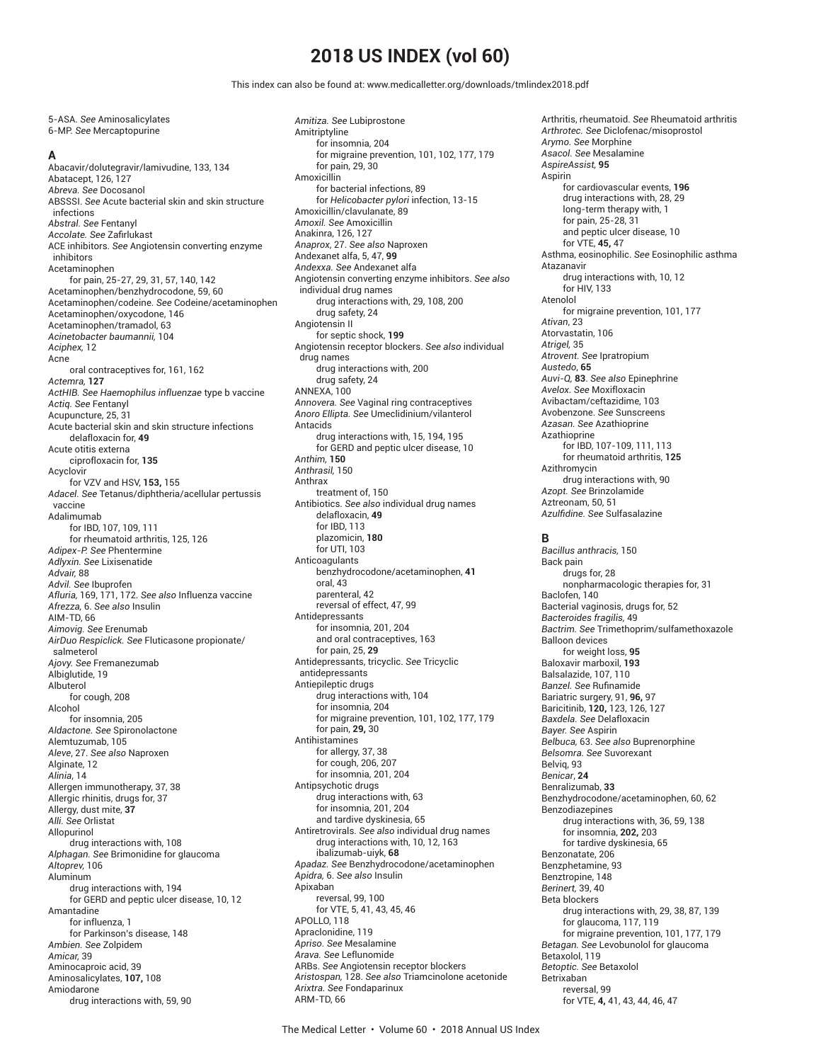# 2018 US INDEX (vol 60)

This index can also be found at: www.medicalletter.org/downloads/tmlindex2018.pdf

5-ASA. *See* Aminosalicylates
6-MP. *See* Mercaptopurine

## A

Abacavir/dolutegravir/lamivudine, 133, 134
Abatacept, 126, 127
*Abreva. See* Docosanol
ABSSSI. *See* Acute bacterial skin and skin structure infections
*Abstral. See* Fentanyl
*Accolate. See* Zafirlukast
ACE inhibitors. *See* Angiotensin converting enzyme inhibitors
Acetaminophen
    for pain, 25-27, 29, 31, 57, 140, 142
Acetaminophen/benzhydrocodone, 59, 60
Acetaminophen/codeine. *See* Codeine/acetaminophen
Acetaminophen/oxycodone, 146
Acetaminophen/tramadol, 63
*Acinetobacter baumannii,* 104
*Aciphex,* 12
Acne
    oral contraceptives for, 161, 162
*Actemra,* **127**
*ActHIB. See Haemophilus influenzae* type b vaccine
*Actiq. See* Fentanyl
Acupuncture, 25, 31
Acute bacterial skin and skin structure infections
    delafloxacin for, **49**
Acute otitis externa
    ciprofloxacin for, **135**
Acyclovir
    for VZV and HSV, **153,** 155
*Adacel. See* Tetanus/diphtheria/acellular pertussis vaccine
Adalimumab
    for IBD, 107, 109, 111
    for rheumatoid arthritis, 125, 126
*Adipex-P. See* Phentermine
*Adlyxin. See* Lixisenatide
*Advair,* 88
*Advil. See* Ibuprofen
*Afluria,* 169, 171, 172. *See also* Influenza vaccine
*Afrezza,* 6. *See also* Insulin
AIM-TD, 66
*Aimovig. See* Erenumab
*AirDuo Respiclick. See* Fluticasone propionate/salmeterol
*Ajovy. See* Fremanezumab
Albiglutide, 19
Albuterol
    for cough, 208
Alcohol
    for insomnia, 205
*Aldactone. See* Spironolactone
Alemtuzumab, 105
*Aleve,* 27. *See also* Naproxen
Alginate, 12
*Alinia,* 14
Allergen immunotherapy, 37, 38
Allergic rhinitis, drugs for, 37
Allergy, dust mite, **37**
*Alli. See* Orlistat
Allopurinol
    drug interactions with, 108
*Alphagan. See* Brimonidine for glaucoma
*Altoprev,* 106
Aluminum
    drug interactions with, 194
    for GERD and peptic ulcer disease, 10, 12
Amantadine
    for influenza, 1
    for Parkinson's disease, 148
*Ambien. See* Zolpidem
*Amicar,* 39
Aminocaproic acid, 39
Aminosalicylates, **107,** 108
Amiodarone
    drug interactions with, 59, 90
*Amitiza. See* Lubiprostone
Amitriptyline
    for insomnia, 204
    for migraine prevention, 101, 102, 177, 179
    for pain, 29, 30
Amoxicillin
    for bacterial infections, 89
    for *Helicobacter pylori* infection, 13-15
Amoxicillin/clavulanate, 89
*Amoxil. See* Amoxicillin
Anakinra, 126, 127
*Anaprox,* 27. *See also* Naproxen
Andexanet alfa, 5, 47, **99**
*Andexxa. See* Andexanet alfa
Angiotensin converting enzyme inhibitors. *See also* individual drug names
    drug interactions with, 29, 108, 200
    drug safety, 24
Angiotensin II
    for septic shock, **199**
Angiotensin receptor blockers. *See also* individual drug names
    drug interactions with, 200
    drug safety, 24
ANNEXA, 100
*Annovera. See* Vaginal ring contraceptives
*Anoro Ellipta. See* Umeclidinium/vilanterol
Antacids
    drug interactions with, 15, 194, 195
    for GERD and peptic ulcer disease, 10
*Anthim,* **150**
*Anthrasil,* 150
Anthrax
    treatment of, 150
Antibiotics. *See also* individual drug names
    delafloxacin, **49**
    for IBD, 113
    plazomicin, **180**
    for UTI, 103
Anticoagulants
    benzhydrocodone/acetaminophen, **41**
    oral, 43
    parenteral, 42
    reversal of effect, 47, 99
Antidepressants
    for insomnia, 201, 204
    and oral contraceptives, 163
    for pain, 25, **29**
Antidepressants, tricyclic. *See* Tricyclic antidepressants
Antiepileptic drugs
    drug interactions with, 104
    for insomnia, 204
    for migraine prevention, 101, 102, 177, 179
    for pain, **29,** 30
Antihistamines
    for allergy, 37, 38
    for cough, 206, 207
    for insomnia, 201, 204
Antipsychotic drugs
    drug interactions with, 63
    for insomnia, 201, 204
    and tardive dyskinesia, 65
Antiretrovirals. *See also* individual drug names
    drug interactions with, 10, 12, 163
    ibalizumab-uiyk, **68**
*Apadaz. See* Benzhydrocodone/acetaminophen
*Apidra,* 6. *See also* Insulin
Apixaban
    reversal, 99, 100
    for VTE, 5, 41, 43, 45, 46
APOLLO, 118
Apraclonidine, 119
*Apriso. See* Mesalamine
*Arava. See* Leflunomide
ARBs. *See* Angiotensin receptor blockers
*Aristospan,* 128. *See also* Triamcinolone acetonide
*Arixtra. See* Fondaparinux
ARM-TD, 66
Arthritis, rheumatoid. *See* Rheumatoid arthritis
*Arthrotec. See* Diclofenac/misoprostol
*Arymo. See* Morphine
*Asacol. See* Mesalamine
*AspireAssist,* **95**
Aspirin
    for cardiovascular events, **196**
    drug interactions with, 28, 29
    long-term therapy with, 1
    for pain, 25-28, 31
    and peptic ulcer disease, 10
    for VTE, **45,** 47
Asthma, eosinophilic. *See* Eosinophilic asthma
Atazanavir
    drug interactions with, 10, 12
    for HIV, 133
Atenolol
    for migraine prevention, 101, 177
*Ativan,* 23
Atorvastatin, 106
*Atrigel,* 35
*Atrovent. See* Ipratropium
*Austedo,* **65**
*Auvi-Q,* **83**. *See also* Epinephrine
*Avelox. See* Moxifloxacin
Avibactam/ceftazidime, 103
Avobenzone. *See* Sunscreens
*Azasan. See* Azathioprine
Azathioprine
    for IBD, 107-109, 111, 113
    for rheumatoid arthritis, **125**
Azithromycin
    drug interactions with, 90
*Azopt. See* Brinzolamide
Aztreonam, 50, 51
*Azulfidine. See* Sulfasalazine

## B

*Bacillus anthracis,* 150
Back pain
    drugs for, 28
    nonpharmacologic therapies for, 31
Baclofen, 140
Bacterial vaginosis, drugs for, 52
*Bacteroides fragilis,* 49
*Bactrim. See* Trimethoprim/sulfamethoxazole
Balloon devices
    for weight loss, **95**
Baloxavir marboxil, **193**
Balsalazide, 107, 110
*Banzel. See* Rufinamide
Bariatric surgery, 91, **96,** 97
Baricitinib, **120,** 123, 126, 127
*Baxdela. See* Delafloxacin
*Bayer. See* Aspirin
*Belbuca,* 63. *See also* Buprenorphine
*Belsomra. See* Suvorexant
Belviq, 93
*Benicar,* **24**
Benralizumab, **33**
Benzhydrocodone/acetaminophen, 60, 62
Benzodiazepines
    drug interactions with, 36, 59, 138
    for insomnia, **202,** 203
    for tardive dyskinesia, 65
Benzonatate, 206
Benzphetamine, 93
Benztropine, 148
*Berinert,* 39, 40
Beta blockers
    drug interactions with, 29, 38, 87, 139
    for glaucoma, 117, 119
    for migraine prevention, 101, 177, 179
*Betagan. See* Levobunolol for glaucoma
Betaxolol, 119
*Betoptic. See* Betaxolol
Betrixaban
    reversal, 99
    for VTE, **4,** 41, 43, 44, 46, 47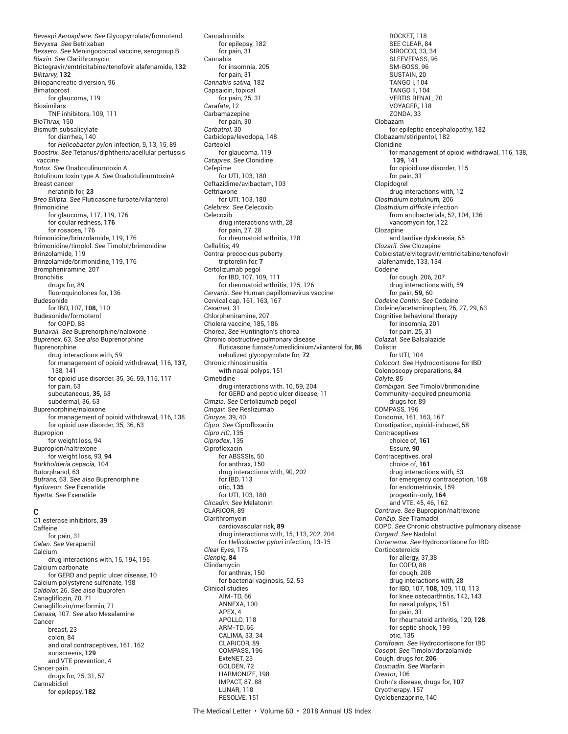*Bevespi Aerosphere. See* Glycopyrrolate/formoterol
*Bevyxxa. See* Betrixaban
*Bexsero. See* Meningococcal vaccine, serogroup B
*Biaxin. See* Clarithromycin
Bictegravir/emtricitabine/tenofovir alafenamide, **132**
*Biktarvy,* **132**
Biliopancreatic diversion, 96
Bimatoprost
  for glaucoma, 119
Biosimilars
  TNF inhibitors, 109, 111
*BioThrax,* 150
Bismuth subsalicylate
  for diarrhea, 140
  for *Helicobacter pylori* infection, 9, 13, 15, 89
*Boostrix. See* Tetanus/diphtheria/acellular pertussis vaccine
*Botox. See* Onabotulinumtoxin A
Botulinum toxin type A. *See* OnabotulinumtoxinA
Breast cancer
  neratinib for, **23**
*Breo Ellipta. See* Fluticasone furoate/vilanterol
Brimonidine
  for glaucoma, 117, 119, 176
  for ocular redness, **176**
  for rosacea, 176
Brimonidine/brinzolamide, 119, 176
Brimonidine/timolol. *See* Timolol/brimonidine
Brinzolamide, 119
Brinzolamide/brimonidine, 119, 176
Brompheniramine, 207
Bronchitis
  drugs for, 89
  fluoroquinolones for, 136
Budesonide
  for IBD, 107, **108,** 110
Budesonide/formoterol
  for COPD, 88
*Bunavail. See* Buprenorphine/naloxone
*Buprenex,* 63. *See also* Buprenorphine
Buprenorphine
  drug interactions with, 59
  for management of opioid withdrawal, 116, **137,** 138, 141
  for opioid use disorder, 35, 36, 59, 115, 117
  for pain, 63
  subcutaneous, **35,** 63
  subdermal, 36, 63
Buprenorphine/naloxone
  for management of opioid withdrawal, 116, 138
  for opioid use disorder, 35, 36, 63
Bupropion
  for weight loss, 94
Bupropion/naltrexone
  for weight loss, 93, **94**
*Burkholderia cepacia,* 104
Butorphanol, 63
*Butrans,* 63. *See also* Buprenorphine
*Bydureon. See* Exenatide
*Byetta. See* Exenatide

## C

C1 esterase inhibitors, **39**
Caffeine
  for pain, 31
*Calan. See* Verapamil
Calcium
  drug interactions with, 15, 194, 195
Calcium carbonate
  for GERD and peptic ulcer disease, 10
Calcium polystyrene sulfonate, 198
*Caldolor,* 26. *See also* Ibuprofen
Canagliflozin, 70, 71
Canagliflozin/metformin, 71
*Canasa,* 107. *See also* Mesalamine
Cancer
  breast, 23
  colon, 84
  and oral contraceptives, 161, 162
  sunscreens, **129**
  and VTE prevention, 4
Cancer pain
  drugs for, 25, 31, 57
Cannabidiol
  for epilepsy, **182**
Cannabinoids
  for epilepsy, 182
  for pain, 31
Cannabis
  for insomnia, 205
  for pain, 31
*Cannabis sativa,* 182
Capsaicin, topical
  for pain, 25, 31
*Carafate,* 12
Carbamazepine
  for pain, 30
*Carbatrol,* 30
Carbidopa/levodopa, 148
Carteolol
  for glaucoma, 119
*Catapres. See* Clonidine
Cefepime
  for UTI, 103, 180
Ceftazidime/avibactam, 103
Ceftriaxone
  for UTI, 103, 180
*Celebrex. See* Celecoxib
Celecoxib
  drug interactions with, 28
  for pain, 27, 28
  for rheumatoid arthritis, 128
Cellulitis, 49
Central precocious puberty
  triptorelin for, **7**
Certolizumab pegol
  for IBD, 107, 109, 111
  for rheumatoid arthritis, 125, 126
*Cervarix. See* Human papillomavirus vaccine
Cervical cap, 161, 163, 167
*Cesamet,* 31
Chlorpheniramine, 207
Cholera vaccine, 185, 186
Chorea. *See* Huntington's chorea
Chronic obstructive pulmonary disease
  fluticasone furoate/umeclidinium/vilanterol for, **86**
  nebulized glycopyrrolate for, **72**
Chronic rhinosinusitis
  with nasal polyps, 151
Cimetidine
  drug interactions with, 10, 59, 204
  for GERD and peptic ulcer disease, 11
*Cimzia. See* Certolizumab pegol
*Cinqair. See* Reslizumab
*Cinryze,* 39, 40
*Cipro. See* Ciprofloxacin
*Cipro HC,* 135
*Ciprodex,* 135
Ciprofloxacin
  for ABSSSIs, 50
  for anthrax, 150
  drug interactions with, 90, 202
  for IBD, 113
  otic, **135**
  for UTI, 103, 180
*Circadin. See* Melatonin
CLARICOR, 89
Clarithromycin
  cardiovascular risk, **89**
  drug interactions with, 15, 113, 202, 204
  for *Helicobacter pylori* infection, 13-15
*Clear Eyes,* 176
*Clenpiq,* **84**
Clindamycin
  for anthrax, 150
  for bacterial vaginosis, 52, 53
Clinical studies
  AIM-TD, 66
  ANNEXA, 100
  APEX, 4
  APOLLO, 118
  ARM-TD, 66
  CALIMA, 33, 34
  CLARICOR, 89
  COMPASS, 196
  ExteNET, 23
  GOLDEN, 72
  HARMONIZE, 198
  IMPACT, 87, 88
  LUNAR, 118
  RESOLVE, 151
  ROCKET, 118
  SEE CLEAR, 84
  SIROCCO, 33, 34
  SLEEVEPASS, 96
  SM-BOSS, 96
  SUSTAIN, 20
  TANGO I, 104
  TANGO II, 104
  VERTIS RENAL, 70
  VOYAGER, 118
  ZONDA, 33
Clobazam
  for epileptic encephalopathy, 182
Clobazam/stiripentol, 182
Clonidine
  for management of opioid withdrawal, 116, 138, **139,** 141
  for opioid use disorder, 115
  for pain, 31
Clopidogrel
  drug interactions with, 12
*Clostridium botulinum,* 206
*Clostridium difficile* infection
  from antibacterials, 52, 104, 136
  vancomycin for, 122
Clozapine
  and tardive dyskinesia, 65
*Clozaril. See* Clozapine
Cobicistat/elvitegravir/emtricitabine/tenofovir alafenamide, 133, 134
Codeine
  for cough, 206, 207
  drug interactions with, 59
  for pain, **59,** 60
*Codeine Contin. See* Codeine
Codeine/acetaminophen, 26, 27, 29, 63
Cognitive behavioral therapy
  for insomnia, 201
  for pain, 25, 31
*Colazal. See* Balsalazide
Colistin
  for UTI, 104
*Colocort. See* Hydrocortisone for IBD
Colonoscopy preparations, **84**
*Colyte,* 85
*Combigan. See* Timolol/brimonidine
Community-acquired pneumonia
  drugs for, 89
COMPASS, 196
Condoms, 161, 163, 167
Constipation, opioid-induced, 58
Contraceptives
  choice of, **161**
  *Essure,* **90**
Contraceptives, oral
  choice of, **161**
  drug interactions with, 53
  for emergency contraception, 168
  for endometriosis, 159
  progestin-only, **164**
  and VTE, 45, 46, 162
*Contrave. See* Bupropion/naltrexone
*ConZip. See* Tramadol
COPD. *See* Chronic obstructive pulmonary disease
*Corgard. See* Nadolol
*Cortenema. See* Hydrocortisone for IBD
Corticosteroids
  for allergy, 37,38
  for COPD, 88
  for cough, 208
  drug interactions with, 28
  for IBD, 107, **108,** 109, 110, 113
  for knee osteoarthritis, 142, 143
  for nasal polyps, 151
  for pain, 31
  for rheumatoid arthritis, 120, **128**
  for septic shock, 199
  otic, 135
*Cortifoam. See* Hydrocortisone for IBD
*Cosopt. See* Timolol/dorzolamide
Cough, drugs for, **206**
*Coumadin. See* Warfarin
*Crestor,* 106
Crohn's disease, drugs for, **107**
Cryotherapy, 157
Cyclobenzaprine, 140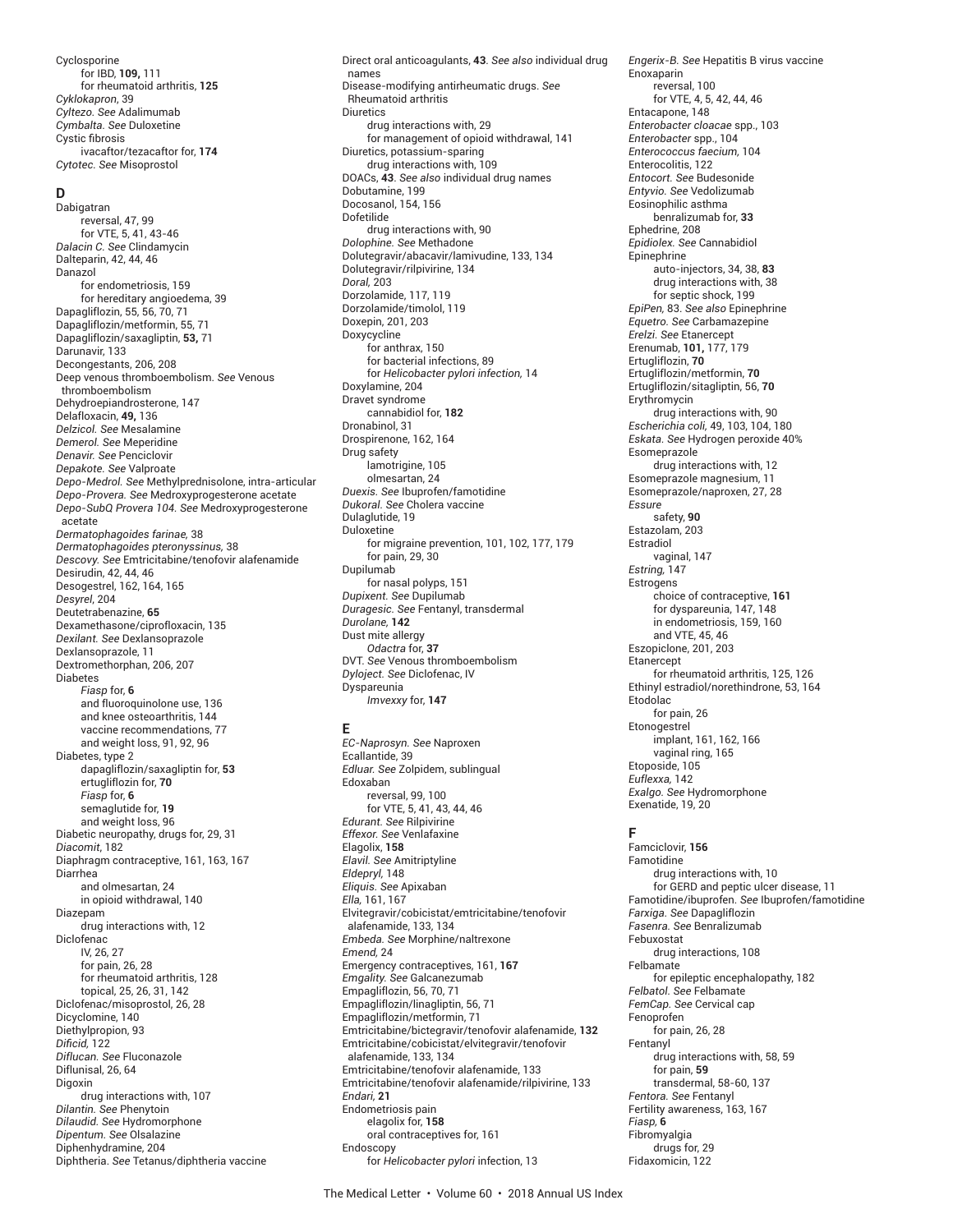Cyclosporine
- for IBD, **109,** 111
- for rheumatoid arthritis, **125**

*Cyklokapron*, 39
*Cyltezo. See* Adalimumab
*Cymbalta. See* Duloxetine
Cystic fibrosis
- ivacaftor/tezacaftor for, **174**

*Cytotec. See* Misoprostol

## D

Dabigatran
- reversal, 47, 99
- for VTE, 5, 41, 43-46

*Dalacin C. See* Clindamycin
Dalteparin, 42, 44, 46
Danazol
- for endometriosis, 159
- for hereditary angioedema, 39

Dapagliflozin, 55, 56, 70, 71
Dapagliflozin/metformin, 55, 71
Dapagliflozin/saxagliptin, **53,** 71
Darunavir, 133
Decongestants, 206, 208
Deep venous thromboembolism. *See* Venous thromboembolism
Dehydroepiandrosterone, 147
Delafloxacin, **49,** 136
*Delzicol. See* Mesalamine
*Demerol. See* Meperidine
*Denavir. See* Penciclovir
*Depakote. See* Valproate
*Depo-Medrol. See* Methylprednisolone, intra-articular
*Depo-Provera. See* Medroxyprogesterone acetate
*Depo-SubQ Provera 104. See* Medroxyprogesterone acetate
*Dermatophagoides farinae,* 38
*Dermatophagoides pteronyssinus,* 38
*Descovy. See* Emtricitabine/tenofovir alafenamide
Desirudin, 42, 44, 46
Desogestrel, 162, 164, 165
*Desyrel*, 204
Deutetrabenazine, **65**
Dexamethasone/ciprofloxacin, 135
*Dexilant. See* Dexlansoprazole
Dexlansoprazole, 11
Dextromethorphan, 206, 207
Diabetes
- *Fiasp* for, **6**
- and fluoroquinolone use, 136
- and knee osteoarthritis, 144
- vaccine recommendations, 77
- and weight loss, 91, 92, 96

Diabetes, type 2
- dapagliflozin/saxagliptin for, **53**
- ertugliflozin for, **70**
- *Fiasp* for, **6**
- semaglutide for, **19**
- and weight loss, 96

Diabetic neuropathy, drugs for, 29, 31
*Diacomit*, 182
Diaphragm contraceptive, 161, 163, 167
Diarrhea
- and olmesartan, 24
- in opioid withdrawal, 140

Diazepam
- drug interactions with, 12

Diclofenac
- IV, 26, 27
- for pain, 26, 28
- for rheumatoid arthritis, 128
- topical, 25, 26, 31, 142

Diclofenac/misoprostol, 26, 28
Dicyclomine, 140
Diethylpropion, 93
*Dificid,* 122
*Diflucan. See* Fluconazole
Diflunisal, 26, 64
Digoxin
- drug interactions with, 107

*Dilantin. See* Phenytoin
*Dilaudid. See* Hydromorphone
*Dipentum. See* Olsalazine
Diphenhydramine, 204
Diphtheria. *See* Tetanus/diphtheria vaccine
Direct oral anticoagulants, **43**. *See also* individual drug names
Disease-modifying antirheumatic drugs. *See* Rheumatoid arthritis
Diuretics
- drug interactions with, 29
- for management of opioid withdrawal, 141

Diuretics, potassium-sparing
- drug interactions with, 109

DOACs, **43**. *See also* individual drug names
Dobutamine, 199
Docosanol, 154, 156
Dofetilide
- drug interactions with, 90

*Dolophine. See* Methadone
Dolutegravir/abacavir/lamivudine, 133, 134
Dolutegravir/rilpivirine, 134
*Doral,* 203
Dorzolamide, 117, 119
Dorzolamide/timolol, 119
Doxepin, 201, 203
Doxycycline
- for anthrax, 150
- for bacterial infections, 89
- for *Helicobacter pylori infection,* 14

Doxylamine, 204
Dravet syndrome
- cannabidiol for, **182**

Dronabinol, 31
Drospirenone, 162, 164
Drug safety
- lamotrigine, 105
- olmesartan, 24

*Duexis. See* Ibuprofen/famotidine
*Dukoral. See* Cholera vaccine
Dulaglutide, 19
Duloxetine
- for migraine prevention, 101, 102, 177, 179
- for pain, 29, 30

Dupilumab
- for nasal polyps, 151

*Dupixent. See* Dupilumab
*Duragesic. See* Fentanyl, transdermal
*Durolane,* **142**
Dust mite allergy
- *Odactra* for, **37**

DVT. *See* Venous thromboembolism
*Dyloject. See* Diclofenac, IV
Dyspareunia
- *Imvexxy* for, **147**

## E

*EC-Naprosyn. See* Naproxen
Ecallantide, 39
*Edluar. See* Zolpidem, sublingual
Edoxaban
- reversal, 99, 100
- for VTE, 5, 41, 43, 44, 46

*Edurant. See* Rilpivirine
*Effexor. See* Venlafaxine
Elagolix, **158**
*Elavil. See* Amitriptyline
*Eldepryl,* 148
*Eliquis. See* Apixaban
*Ella,* 161, 167
Elvitegravir/cobicistat/emtricitabine/tenofovir alafenamide, 133, 134
*Embeda. See* Morphine/naltrexone
*Emend,* 24
Emergency contraceptives, 161, **167**
*Emgality. See* Galcanezumab
Empagliflozin, 56, 70, 71
Empagliflozin/linagliptin, 56, 71
Empagliflozin/metformin, 71
Emtricitabine/bictegravir/tenofovir alafenamide, **132**
Emtricitabine/cobicistat/elvitegravir/tenofovir alafenamide, 133, 134
Emtricitabine/tenofovir alafenamide, 133
Emtricitabine/tenofovir alafenamide/rilpivirine, 133
*Endari,* **21**
Endometriosis pain
- elagolix for, **158**
- oral contraceptives for, 161

Endoscopy
- for *Helicobacter pylori* infection, 13

*Engerix-B. See* Hepatitis B virus vaccine
Enoxaparin
- reversal, 100
- for VTE, 4, 5, 42, 44, 46

Entacapone, 148
*Enterobacter cloacae* spp., 103
*Enterobacter* spp., 104
*Enterococcus faecium,* 104
Enterocolitis, 122
*Entocort. See* Budesonide
*Entyvio. See* Vedolizumab
Eosinophilic asthma
- benralizumab for, **33**

Ephedrine, 208
*Epidiolex. See* Cannabidiol
Epinephrine
- auto-injectors, 34, 38, **83**
- drug interactions with, 38
- for septic shock, 199

*EpiPen,* 83. *See also* Epinephrine
*Equetro. See* Carbamazepine
*Erelzi. See* Etanercept
Erenumab, **101,** 177, 179
Ertugliflozin, **70**
Ertugliflozin/metformin, **70**
Ertugliflozin/sitagliptin, 56, **70**
Erythromycin
- drug interactions with, 90

*Escherichia coli,* 49, 103, 104, 180
*Eskata. See* Hydrogen peroxide 40%
Esomeprazole
- drug interactions with, 12

Esomeprazole magnesium, 11
Esomeprazole/naproxen, 27, 28
*Essure*
- safety, **90**

Estazolam, 203
Estradiol
- vaginal, 147

*Estring,* 147
Estrogens
- choice of contraceptive, **161**
- for dyspareunia, 147, 148
- in endometriosis, 159, 160
- and VTE, 45, 46

Eszopiclone, 201, 203
Etanercept
- for rheumatoid arthritis, 125, 126

Ethinyl estradiol/norethindrone, 53, 164
Etodolac
- for pain, 26

Etonogestrel
- implant, 161, 162, 166
- vaginal ring, 165

Etoposide, 105
*Euflexxa,* 142
*Exalgo. See* Hydromorphone
Exenatide, 19, 20

## F

Famciclovir, **156**
Famotidine
- drug interactions with, 10
- for GERD and peptic ulcer disease, 11

Famotidine/ibuprofen. *See* Ibuprofen/famotidine
*Farxiga. See* Dapagliflozin
*Fasenra. See* Benralizumab
Febuxostat
- drug interactions, 108

Felbamate
- for epileptic encephalopathy, 182

*Felbatol. See* Felbamate
*FemCap. See* Cervical cap
Fenoprofen
- for pain, 26, 28

Fentanyl
- drug interactions with, 58, 59
- for pain, **59**
- transdermal, 58-60, 137

*Fentora. See* Fentanyl
Fertility awareness, 163, 167
*Fiasp,* **6**
Fibromyalgia
- drugs for, 29

Fidaxomicin, 122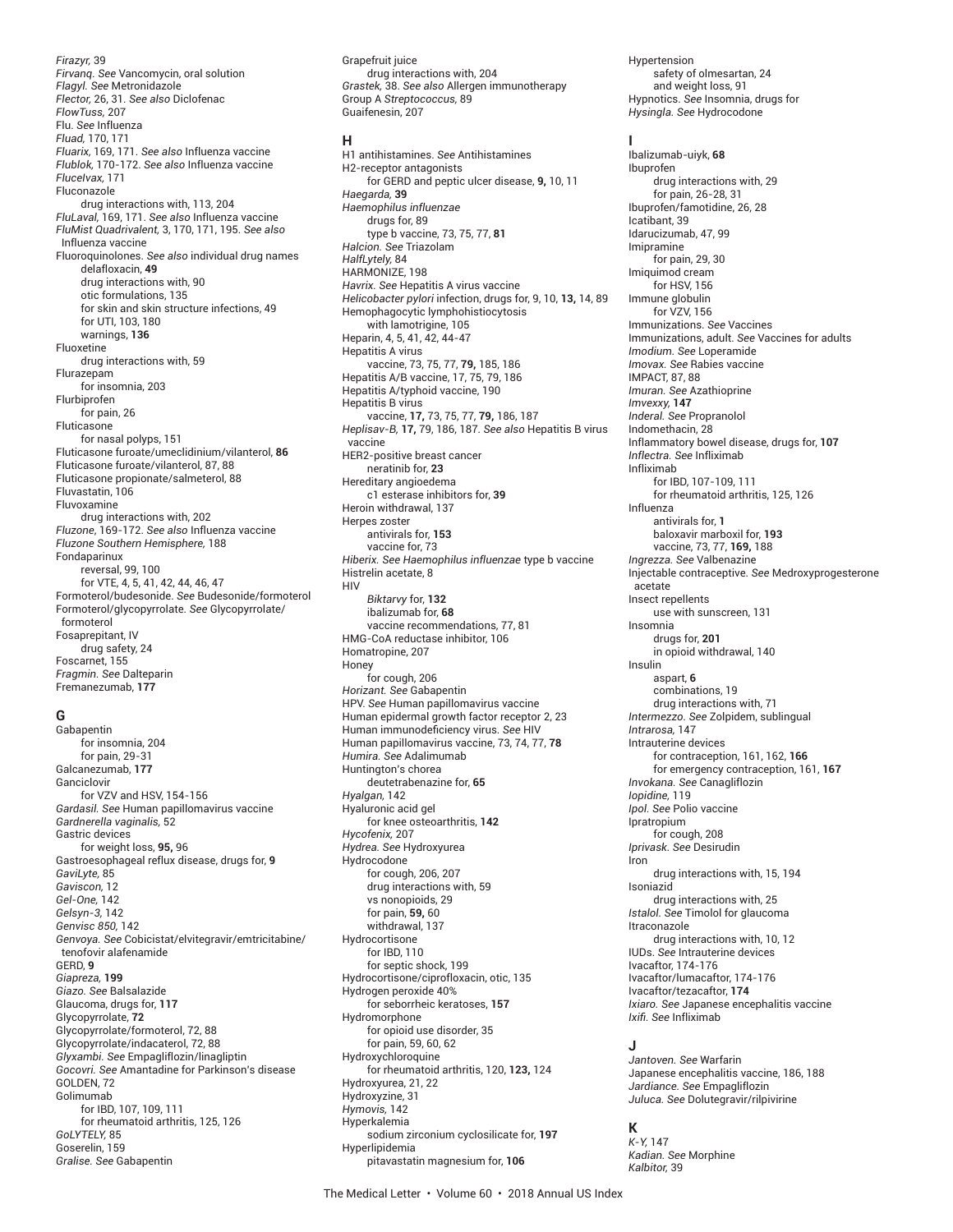*Firazyr,* 39
*Firvanq. See* Vancomycin, oral solution
*Flagyl. See* Metronidazole
*Flector,* 26, 31. *See also* Diclofenac
*FlowTuss,* 207
Flu. *See* Influenza
*Fluad,* 170, 171
*Fluarix,* 169, 171. *See also* Influenza vaccine
*Flublok,* 170-172. *See also* Influenza vaccine
*Flucelvax,* 171
Fluconazole
- drug interactions with, 113, 204

*FluLaval,* 169, 171. *See also* Influenza vaccine
*FluMist Quadrivalent,* 3, 170, 171, 195. *See also* Influenza vaccine
Fluoroquinolones. *See also* individual drug names
- delafloxacin, **49**
- drug interactions with, 90
- otic formulations, 135
- for skin and skin structure infections, 49
- for UTI, 103, 180
- warnings, **136**

Fluoxetine
- drug interactions with, 59

Flurazepam
- for insomnia, 203

Flurbiprofen
- for pain, 26

Fluticasone
- for nasal polyps, 151

Fluticasone furoate/umeclidinium/vilanterol, **86**
Fluticasone furoate/vilanterol, 87, 88
Fluticasone propionate/salmeterol, 88
Fluvastatin, 106
Fluvoxamine
- drug interactions with, 202

*Fluzone,* 169-172. *See also* Influenza vaccine
*Fluzone Southern Hemisphere,* 188
Fondaparinux
- reversal, 99, 100
- for VTE, 4, 5, 41, 42, 44, 46, 47

Formoterol/budesonide. *See* Budesonide/formoterol
Formoterol/glycopyrrolate. *See* Glycopyrrolate/formoterol
Fosaprepitant, IV
- drug safety, 24

Foscarnet, 155
*Fragmin. See* Dalteparin
Fremanezumab, **177**

## G

Gabapentin
- for insomnia, 204
- for pain, 29-31

Galcanezumab, **177**
Ganciclovir
- for VZV and HSV, 154-156

*Gardasil. See* Human papillomavirus vaccine
*Gardnerella vaginalis,* 52
Gastric devices
- for weight loss, **95,** 96

Gastroesophageal reflux disease, drugs for, **9**
*GaviLyte,* 85
*Gaviscon,* 12
*Gel-One,* 142
*Gelsyn-3,* 142
*Genvisc 850,* 142
*Genvoya. See* Cobicistat/elvitegravir/emtricitabine/tenofovir alafenamide
GERD, **9**
*Giapreza,* **199**
*Giazo. See* Balsalazide
Glaucoma, drugs for, **117**
Glycopyrrolate, **72**
Glycopyrrolate/formoterol, 72, 88
Glycopyrrolate/indacaterol, 72, 88
*Glyxambi. See* Empagliflozin/linagliptin
*Gocovri. See* Amantadine for Parkinson's disease
GOLDEN, 72
Golimumab
- for IBD, 107, 109, 111
- for rheumatoid arthritis, 125, 126

*GoLYTELY,* 85
Goserelin, 159
*Gralise. See* Gabapentin
Grapefruit juice
- drug interactions with, 204

*Grastek,* 38. *See also* Allergen immunotherapy
Group A *Streptococcus,* 89
Guaifenesin, 207

## H

H1 antihistamines. *See* Antihistamines
H2-receptor antagonists
- for GERD and peptic ulcer disease, **9,** 10, 11

*Haegarda,* **39**
*Haemophilus influenzae*
- drugs for, 89
- type b vaccine, 73, 75, 77, **81**

*Halcion. See* Triazolam
*HalfLytely,* 84
HARMONIZE, 198
*Havrix. See* Hepatitis A virus vaccine
*Helicobacter pylori* infection, drugs for, 9, 10, **13,** 14, 89
Hemophagocytic lymphohistiocytosis
- with lamotrigine, 105

Heparin, 4, 5, 41, 42, 44-47
Hepatitis A virus
- vaccine, 73, 75, 77, **79,** 185, 186

Hepatitis A/B vaccine, 17, 75, 79, 186
Hepatitis A/typhoid vaccine, 190
Hepatitis B virus
- vaccine, **17,** 73, 75, 77, **79,** 186, 187

*Heplisav-B,* **17,** 79, 186, 187. *See also* Hepatitis B virus vaccine
HER2-positive breast cancer
- neratinib for, **23**

Hereditary angioedema
- c1 esterase inhibitors for, **39**

Heroin withdrawal, 137
Herpes zoster
- antivirals for, **153**
- vaccine for, 73

*Hiberix. See Haemophilus influenzae* type b vaccine
Histrelin acetate, 8
HIV
- *Biktarvy* for, **132**
- ibalizumab for, **68**
- vaccine recommendations, 77, 81

HMG-CoA reductase inhibitor, 106
Homatropine, 207
Honey
- for cough, 206

*Horizant. See* Gabapentin
HPV. *See* Human papillomavirus vaccine
Human epidermal growth factor receptor 2, 23
Human immunodeficiency virus. *See* HIV
Human papillomavirus vaccine, 73, 74, 77, **78**
*Humira. See* Adalimumab
Huntington's chorea
- deutetrabenazine for, **65**

*Hyalgan,* 142
Hyaluronic acid gel
- for knee osteoarthritis, **142**

*Hycofenix,* 207
*Hydrea. See* Hydroxyurea
Hydrocodone
- for cough, 206, 207
- drug interactions with, 59
- vs nonopioids, 29
- for pain, **59,** 60
- withdrawal, 137

Hydrocortisone
- for IBD, 110
- for septic shock, 199

Hydrocortisone/ciprofloxacin, otic, 135
Hydrogen peroxide 40%
- for seborrheic keratoses, **157**

Hydromorphone
- for opioid use disorder, 35
- for pain, 59, 60, 62

Hydroxychloroquine
- for rheumatoid arthritis, 120, **123,** 124

Hydroxyurea, 21, 22
Hydroxyzine, 31
*Hymovis,* 142
Hyperkalemia
- sodium zirconium cyclosilicate for, **197**

Hyperlipidemia
- pitavastatin magnesium for, **106**

Hypertension
- safety of olmesartan, 24
- and weight loss, 91

Hypnotics. *See* Insomnia, drugs for
*Hysingla. See* Hydrocodone

## I

Ibalizumab-uiyk, **68**
Ibuprofen
- drug interactions with, 29
- for pain, 26-28, 31

Ibuprofen/famotidine, 26, 28
Icatibant, 39
Idarucizumab, 47, 99
Imipramine
- for pain, 29, 30

Imiquimod cream
- for HSV, 156

Immune globulin
- for VZV, 156

Immunizations. *See* Vaccines
Immunizations, adult. *See* Vaccines for adults
*Imodium. See* Loperamide
*Imovax. See* Rabies vaccine
IMPACT, 87, 88
*Imuran. See* Azathioprine
*Imvexxy,* **147**
*Inderal. See* Propranolol
Indomethacin, 28
Inflammatory bowel disease, drugs for, **107**
*Inflectra. See* Infliximab
Infliximab
- for IBD, 107-109, 111
- for rheumatoid arthritis, 125, 126

Influenza
- antivirals for, **1**
- baloxavir marboxil for, **193**
- vaccine, 73, 77, **169,** 188

*Ingrezza. See* Valbenazine
Injectable contraceptive. *See* Medroxyprogesterone acetate
Insect repellents
- use with sunscreen, 131

Insomnia
- drugs for, **201**
- in opioid withdrawal, 140

Insulin
- aspart, **6**
- combinations, 19
- drug interactions with, 71

*Intermezzo. See* Zolpidem, sublingual
*Intrarosa,* 147
Intrauterine devices
- for contraception, 161, 162, **166**
- for emergency contraception, 161, **167**

*Invokana. See* Canagliflozin
*Iopidine,* 119
*Ipol. See* Polio vaccine
Ipratropium
- for cough, 208

*Iprivask. See* Desirudin
Iron
- drug interactions with, 15, 194

Isoniazid
- drug interactions with, 25

*Istalol. See* Timolol for glaucoma
Itraconazole
- drug interactions with, 10, 12

IUDs. *See* Intrauterine devices
Ivacaftor, 174-176
Ivacaftor/lumacaftor, 174-176
Ivacaftor/tezacaftor, **174**
*Ixiaro. See* Japanese encephalitis vaccine
*Ixifi. See* Infliximab

## J

*Jantoven. See* Warfarin
Japanese encephalitis vaccine, 186, 188
*Jardiance. See* Empagliflozin
*Juluca. See* Dolutegravir/rilpivirine

## K

*K-Y,* 147
*Kadian. See* Morphine
*Kalbitor,* 39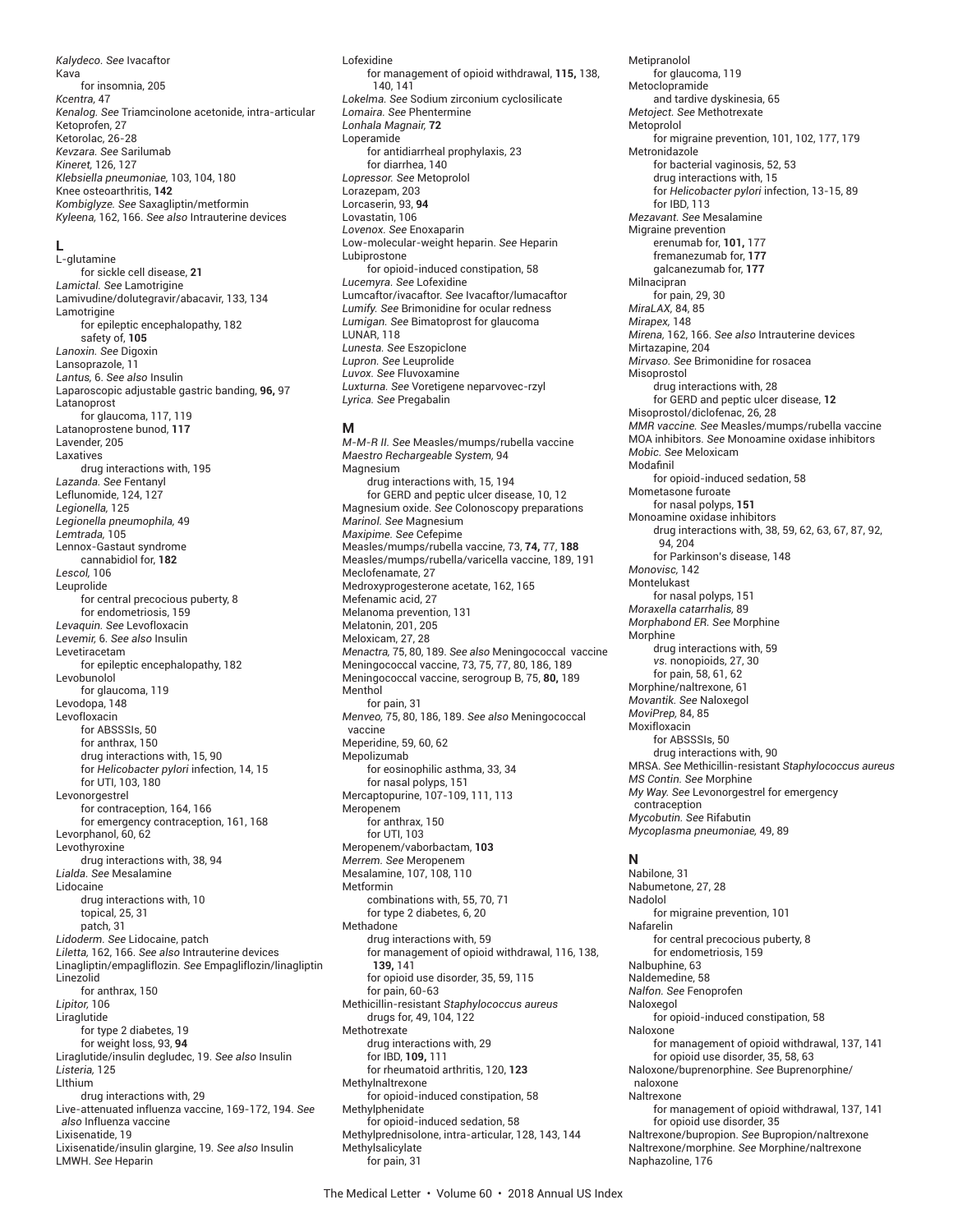*Kalydeco. See* Ivacaftor
Kava
 for insomnia, 205
*Kcentra,* 47
*Kenalog. See* Triamcinolone acetonide, intra-articular
Ketoprofen, 27
Ketorolac, 26-28
*Kevzara. See* Sarilumab
*Kineret,* 126, 127
*Klebsiella pneumoniae,* 103, 104, 180
Knee osteoarthritis, **142**
*Kombiglyze. See* Saxagliptin/metformin
*Kyleena,* 162, 166. *See also* Intrauterine devices

## L

L-glutamine
 for sickle cell disease, **21**
*Lamictal. See* Lamotrigine
Lamivudine/dolutegravir/abacavir, 133, 134
Lamotrigine
 for epileptic encephalopathy, 182
 safety of, **105**
*Lanoxin. See* Digoxin
Lansoprazole, 11
*Lantus,* 6. *See also* Insulin
Laparoscopic adjustable gastric banding, **96,** 97
Latanoprost
 for glaucoma, 117, 119
Latanoprostene bunod, **117**
Lavender, 205
Laxatives
 drug interactions with, 195
*Lazanda. See* Fentanyl
Leflunomide, 124, 127
*Legionella,* 125
*Legionella pneumophila,* 49
*Lemtrada,* 105
Lennox-Gastaut syndrome
 cannabidiol for, **182**
*Lescol,* 106
Leuprolide
 for central precocious puberty, 8
 for endometriosis, 159
*Levaquin. See* Levofloxacin
*Levemir,* 6. *See also* Insulin
Levetiracetam
 for epileptic encephalopathy, 182
Levobunolol
 for glaucoma, 119
Levodopa, 148
Levofloxacin
 for ABSSSIs, 50
 for anthrax, 150
 drug interactions with, 15, 90
 for *Helicobacter pylori* infection, 14, 15
 for UTI, 103, 180
Levonorgestrel
 for contraception, 164, 166
 for emergency contraception, 161, 168
Levorphanol, 60, 62
Levothyroxine
 drug interactions with, 38, 94
*Lialda. See* Mesalamine
Lidocaine
 drug interactions with, 10
 topical, 25, 31
 patch, 31
*Lidoderm. See* Lidocaine, patch
*Liletta,* 162, 166. *See also* Intrauterine devices
Linagliptin/empagliflozin. *See* Empagliflozin/linagliptin
Linezolid
 for anthrax, 150
*Lipitor,* 106
Liraglutide
 for type 2 diabetes, 19
 for weight loss, 93, **94**
Liraglutide/insulin degludec, 19. *See also* Insulin
*Listeria,* 125
LIthium
 drug interactions with, 29
Live-attenuated influenza vaccine, 169-172, 194. *See also* Influenza vaccine
Lixisenatide, 19
Lixisenatide/insulin glargine, 19. *See also* Insulin
LMWH. *See* Heparin
Lofexidine
 for management of opioid withdrawal, **115,** 138, 140, 141
*Lokelma. See* Sodium zirconium cyclosilicate
*Lomaira. See* Phentermine
*Lonhala Magnair,* **72**
Loperamide
 for antidiarrheal prophylaxis, 23
 for diarrhea, 140
*Lopressor. See* Metoprolol
Lorazepam, 203
Lorcaserin, 93, **94**
Lovastatin, 106
*Lovenox. See* Enoxaparin
Low-molecular-weight heparin. *See* Heparin
Lubiprostone
 for opioid-induced constipation, 58
*Lucemyra. See* Lofexidine
Lumcaftor/ivacaftor. *See* Ivacaftor/lumacaftor
*Lumify. See* Brimonidine for ocular redness
*Lumigan. See* Bimatoprost for glaucoma
LUNAR, 118
*Lunesta. See* Eszopiclone
*Lupron. See* Leuprolide
*Luvox. See* Fluvoxamine
*Luxturna. See* Voretigene neparvovec-rzyl
*Lyrica. See* Pregabalin

## M

*M-M-R II. See* Measles/mumps/rubella vaccine
*Maestro Rechargeable System,* 94
Magnesium
 drug interactions with, 15, 194
 for GERD and peptic ulcer disease, 10, 12
Magnesium oxide. *See* Colonoscopy preparations
*Marinol. See* Magnesium
*Maxipime. See* Cefepime
Measles/mumps/rubella vaccine, 73, **74,** 77, **188**
Measles/mumps/rubella/varicella vaccine, 189, 191
Meclofenamate, 27
Medroxyprogesterone acetate, 162, 165
Mefenamic acid, 27
Melanoma prevention, 131
Melatonin, 201, 205
Meloxicam, 27, 28
*Menactra,* 75, 80, 189. *See also* Meningococcal vaccine
Meningococcal vaccine, 73, 75, 77, 80, 186, 189
Meningococcal vaccine, serogroup B, 75, **80,** 189
Menthol
 for pain, 31
*Menveo,* 75, 80, 186, 189. *See also* Meningococcal vaccine
Meperidine, 59, 60, 62
Mepolizumab
 for eosinophilic asthma, 33, 34
 for nasal polyps, 151
Mercaptopurine, 107-109, 111, 113
Meropenem
 for anthrax, 150
 for UTI, 103
Meropenem/vaborbactam, **103**
*Merrem. See* Meropenem
Mesalamine, 107, 108, 110
Metformin
 combinations with, 55, 70, 71
 for type 2 diabetes, 6, 20
Methadone
 drug interactions with, 59
 for management of opioid withdrawal, 116, 138, **139,** 141
 for opioid use disorder, 35, 59, 115
 for pain, 60-63
Methicillin-resistant *Staphylococcus aureus*
 drugs for, 49, 104, 122
Methotrexate
 drug interactions with, 29
 for IBD, **109,** 111
 for rheumatoid arthritis, 120, **123**
Methylnaltrexone
 for opioid-induced constipation, 58
Methylphenidate
 for opioid-induced sedation, 58
Methylprednisolone, intra-articular, 128, 143, 144
Methylsalicylate
 for pain, 31
Metipranolol
 for glaucoma, 119
Metoclopramide
 and tardive dyskinesia, 65
*Metoject. See* Methotrexate
Metoprolol
 for migraine prevention, 101, 102, 177, 179
Metronidazole
 for bacterial vaginosis, 52, 53
 drug interactions with, 15
 for *Helicobacter pylori* infection, 13-15, 89
 for IBD, 113
*Mezavant. See* Mesalamine
Migraine prevention
 erenumab for, **101,** 177
 fremanezumab for, **177**
 galcanezumab for, **177**
Milnacipran
 for pain, 29, 30
*MiraLAX,* 84, 85
*Mirapex,* 148
*Mirena,* 162, 166. *See also* Intrauterine devices
Mirtazapine, 204
*Mirvaso. See* Brimonidine for rosacea
Misoprostol
 drug interactions with, 28
 for GERD and peptic ulcer disease, **12**
Misoprostol/diclofenac, 26, 28
*MMR vaccine. See* Measles/mumps/rubella vaccine
MOA inhibitors. *See* Monoamine oxidase inhibitors
*Mobic. See* Meloxicam
Modafinil
 for opioid-induced sedation, 58
Mometasone furoate
 for nasal polyps, **151**
Monoamine oxidase inhibitors
 drug interactions with, 38, 59, 62, 63, 67, 87, 92, 94, 204
 for Parkinson's disease, 148
*Monovisc,* 142
Montelukast
 for nasal polyps, 151
*Moraxella catarrhalis,* 89
*Morphabond ER. See* Morphine
Morphine
 drug interactions with, 59
 *vs.* nonopioids, 27, 30
 for pain, 58, 61, 62
Morphine/naltrexone, 61
*Movantik. See* Naloxegol
*MoviPrep,* 84, 85
Moxifloxacin
 for ABSSSIs, 50
 drug interactions with, 90
MRSA. *See* Methicillin-resistant *Staphylococcus aureus*
*MS Contin. See* Morphine
*My Way. See* Levonorgestrel for emergency contraception
*Mycobutin. See* Rifabutin
*Mycoplasma pneumoniae,* 49, 89

## N

Nabilone, 31
Nabumetone, 27, 28
Nadolol
 for migraine prevention, 101
Nafarelin
 for central precocious puberty, 8
 for endometriosis, 159
Nalbuphine, 63
Naldemedine, 58
*Nalfon. See* Fenoprofen
Naloxegol
 for opioid-induced constipation, 58
Naloxone
 for management of opioid withdrawal, 137, 141
 for opioid use disorder, 35, 58, 63
Naloxone/buprenorphine. *See* Buprenorphine/naloxone
Naltrexone
 for management of opioid withdrawal, 137, 141
 for opioid use disorder, 35
Naltrexone/bupropion. *See* Bupropion/naltrexone
Naltrexone/morphine. *See* Morphine/naltrexone
Naphazoline, 176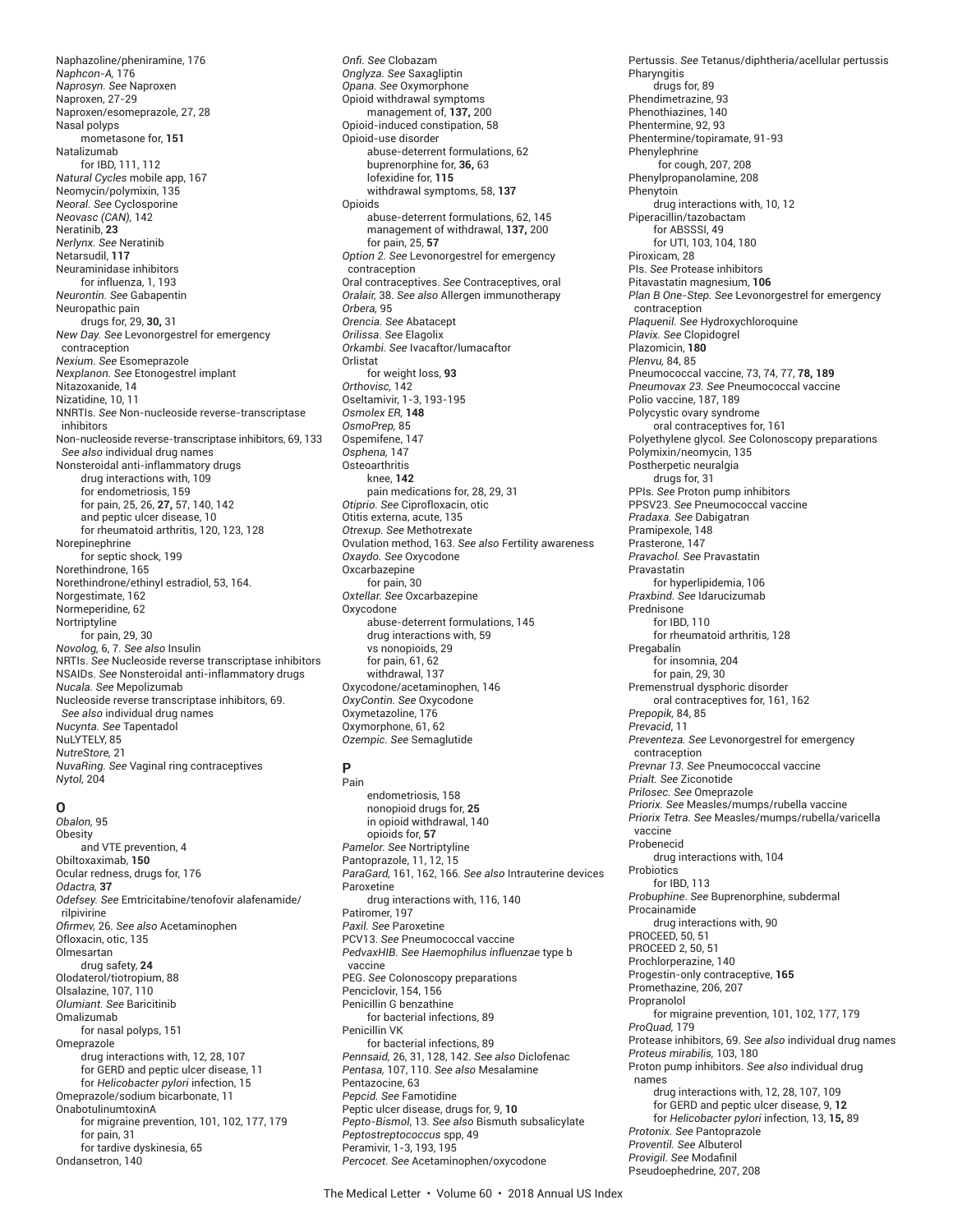Naphazoline/pheniramine, 176
*Naphcon-A*, 176
*Naprosyn*. *See* Naproxen
Naproxen, 27-29
Naproxen/esomeprazole, 27, 28
Nasal polyps
    mometasone for, **151**
Natalizumab
    for IBD, 111, 112
*Natural Cycles* mobile app, 167
Neomycin/polymixin, 135
*Neoral*. *See* Cyclosporine
*Neovasc (CAN)*, 142
Neratinib, **23**
*Nerlynx*. *See* Neratinib
Netarsudil, **117**
Neuraminidase inhibitors
    for influenza, 1, 193
*Neurontin*. *See* Gabapentin
Neuropathic pain
    drugs for, 29, **30,** 31
*New Day*. *See* Levonorgestrel for emergency contraception
*Nexium*. *See* Esomeprazole
*Nexplanon*. *See* Etonogestrel implant
Nitazoxanide, 14
Nizatidine, 10, 11
NNRTIs. *See* Non-nucleoside reverse-transcriptase inhibitors
Non-nucleoside reverse-transcriptase inhibitors, 69, 133 *See also* individual drug names
Nonsteroidal anti-inflammatory drugs
    drug interactions with, 109
    for endometriosis, 159
    for pain, 25, 26, **27,** 57, 140, 142
    and peptic ulcer disease, 10
    for rheumatoid arthritis, 120, 123, 128
Norepinephrine
    for septic shock, 199
Norethindrone, 165
Norethindrone/ethinyl estradiol, 53, 164.
Norgestimate, 162
Normeperidine, 62
Nortriptyline
    for pain, 29, 30
*Novolog*, 6, 7. *See also* Insulin
NRTIs. *See* Nucleoside reverse transcriptase inhibitors
NSAIDs. *See* Nonsteroidal anti-inflammatory drugs
*Nucala*. *See* Mepolizumab
Nucleoside reverse transcriptase inhibitors, 69. *See also* individual drug names
*Nucynta*. *See* Tapentadol
NuLYTELY, 85
*NutreStore*, 21
*NuvaRing*. *See* Vaginal ring contraceptives
*Nytol*, 204

## O

*Obalon*, 95
Obesity
    and VTE prevention, 4
Obiltoxaximab, **150**
Ocular redness, drugs for, 176
*Odactra*, **37**
*Odefsey*. *See* Emtricitabine/tenofovir alafenamide/ rilpivirine
*Ofirmev*, 26. *See also* Acetaminophen
Ofloxacin, otic, 135
Olmesartan
    drug safety, **24**
Olodaterol/tiotropium, 88
Olsalazine, 107, 110
*Olumiant*. *See* Baricitinib
Omalizumab
    for nasal polyps, 151
Omeprazole
    drug interactions with, 12, 28, 107
    for GERD and peptic ulcer disease, 11
    for *Helicobacter pylori* infection, 15
Omeprazole/sodium bicarbonate, 11
OnabotulinumtoxinA
    for migraine prevention, 101, 102, 177, 179
    for pain, 31
    for tardive dyskinesia, 65
Ondansetron, 140
*Onfi*. *See* Clobazam
*Onglyza*. *See* Saxagliptin
*Opana*. *See* Oxymorphone
Opioid withdrawal symptoms
    management of, **137,** 200
Opioid-induced constipation, 58
Opioid-use disorder
    abuse-deterrent formulations, 62
    buprenorphine for, **36,** 63
    lofexidine for, **115**
    withdrawal symptoms, 58, **137**
Opioids
    abuse-deterrent formulations, 62, 145
    management of withdrawal, **137,** 200
    for pain, 25, **57**
*Option 2*. *See* Levonorgestrel for emergency contraception
Oral contraceptives. *See* Contraceptives, oral
*Oralair*, 38. *See also* Allergen immunotherapy
*Orbera*, 95
*Orencia*. *See* Abatacept
*Orilissa*. *See* Elagolix
*Orkambi*. *See* Ivacaftor/lumacaftor
Orlistat
    for weight loss, **93**
*Orthovisc*, 142
Oseltamivir, 1-3, 193-195
*Osmolex ER*, **148**
*OsmoPrep*, 85
Ospemifene, 147
*Osphena*, 147
Osteoarthritis
    knee, **142**
    pain medications for, 28, 29, 31
*Otiprio*. *See* Ciprofloxacin, otic
Otitis externa, acute, 135
*Otrexup*. *See* Methotrexate
Ovulation method, 163. *See also* Fertility awareness
*Oxaydo*. *See* Oxycodone
Oxcarbazepine
    for pain, 30
*Oxtellar*. *See* Oxcarbazepine
Oxycodone
    abuse-deterrent formulations, 145
    drug interactions with, 59
    vs nonopioids, 29
    for pain, 61, 62
    withdrawal, 137
Oxycodone/acetaminophen, 146
*OxyContin*. *See* Oxycodone
Oxymetazoline, 176
Oxymorphone, 61, 62
*Ozempic*. *See* Semaglutide

## P

Pain
    endometriosis, 158
    nonopioid drugs for, **25**
    in opioid withdrawal, 140
    opioids for, **57**
*Pamelor*. *See* Nortriptyline
Pantoprazole, 11, 12, 15
*ParaGard*, 161, 162, 166. *See also* Intrauterine devices
Paroxetine
    drug interactions with, 116, 140
Patiromer, 197
*Paxil*. *See* Paroxetine
PCV13. *See* Pneumococcal vaccine
*PedvaxHIB*. *See* *Haemophilus influenzae* type b vaccine
PEG. *See* Colonoscopy preparations
Penciclovir, 154, 156
Penicillin G benzathine
    for bacterial infections, 89
Penicillin VK
    for bacterial infections, 89
*Pennsaid*, 26, 31, 128, 142. *See also* Diclofenac
*Pentasa*, 107, 110. *See also* Mesalamine
Pentazocine, 63
*Pepcid*. *See* Famotidine
Peptic ulcer disease, drugs for, 9, **10**
*Pepto-Bismol*, 13. *See also* Bismuth subsalicylate
*Peptostreptococcus* spp, 49
Peramivir, 1-3, 193, 195
*Percocet*. *See* Acetaminophen/oxycodone
Pertussis. *See* Tetanus/diphtheria/acellular pertussis
Pharyngitis
    drugs for, 89
Phendimetrazine, 93
Phenothiazines, 140
Phentermine, 92, 93
Phentermine/topiramate, 91-93
Phenylephrine
    for cough, 207, 208
Phenylpropanolamine, 208
Phenytoin
    drug interactions with, 10, 12
Piperacillin/tazobactam
    for ABSSSI, 49
    for UTI, 103, 104, 180
Piroxicam, 28
PIs. *See* Protease inhibitors
Pitavastatin magnesium, **106**
*Plan B One-Step*. *See* Levonorgestrel for emergency contraception
*Plaquenil*. *See* Hydroxychloroquine
*Plavix*. *See* Clopidogrel
Plazomicin, **180**
*Plenvu*, 84, 85
Pneumococcal vaccine, 73, 74, 77, **78, 189**
*Pneumovax 23*. *See* Pneumococcal vaccine
Polio vaccine, 187, 189
Polycystic ovary syndrome
    oral contraceptives for, 161
Polyethylene glycol. *See* Colonoscopy preparations
Polymixin/neomycin, 135
Postherpetic neuralgia
    drugs for, 31
PPIs. *See* Proton pump inhibitors
PPSV23. *See* Pneumococcal vaccine
*Pradaxa*. *See* Dabigatran
Pramipexole, 148
Prasterone, 147
*Pravachol*. *See* Pravastatin
Pravastatin
    for hyperlipidemia, 106
*Praxbind*. *See* Idarucizumab
Prednisone
    for IBD, 110
    for rheumatoid arthritis, 128
Pregabalin
    for insomnia, 204
    for pain, 29, 30
Premenstrual dysphoric disorder
    oral contraceptives for, 161, 162
*Prepopik*, 84, 85
*Prevacid*, 11
*Preventeza*. *See* Levonorgestrel for emergency contraception
*Prevnar 13*. *See* Pneumococcal vaccine
*Prialt*. *See* Ziconotide
*Prilosec*. *See* Omeprazole
*Priorix*. *See* Measles/mumps/rubella vaccine
*Priorix Tetra*. *See* Measles/mumps/rubella/varicella vaccine
Probenecid
    drug interactions with, 104
Probiotics
    for IBD, 113
*Probuphine*. *See* Buprenorphine, subdermal
Procainamide
    drug interactions with, 90
PROCEED, 50, 51
PROCEED 2, 50, 51
Prochlorperazine, 140
Progestin-only contraceptive, **165**
Promethazine, 206, 207
Propranolol
    for migraine prevention, 101, 102, 177, 179
*ProQuad*, 179
Protease inhibitors, 69. *See also* individual drug names
*Proteus mirabilis*, 103, 180
Proton pump inhibitors. *See also* individual drug names
    drug interactions with, 12, 28, 107, 109
    for GERD and peptic ulcer disease, 9, **12**
    for *Helicobacter pylori* infection, 13, **15,** 89
*Protonix*. *See* Pantoprazole
*Proventil*. *See* Albuterol
*Provigil*. *See* Modafinil
Pseudoephedrine, 207, 208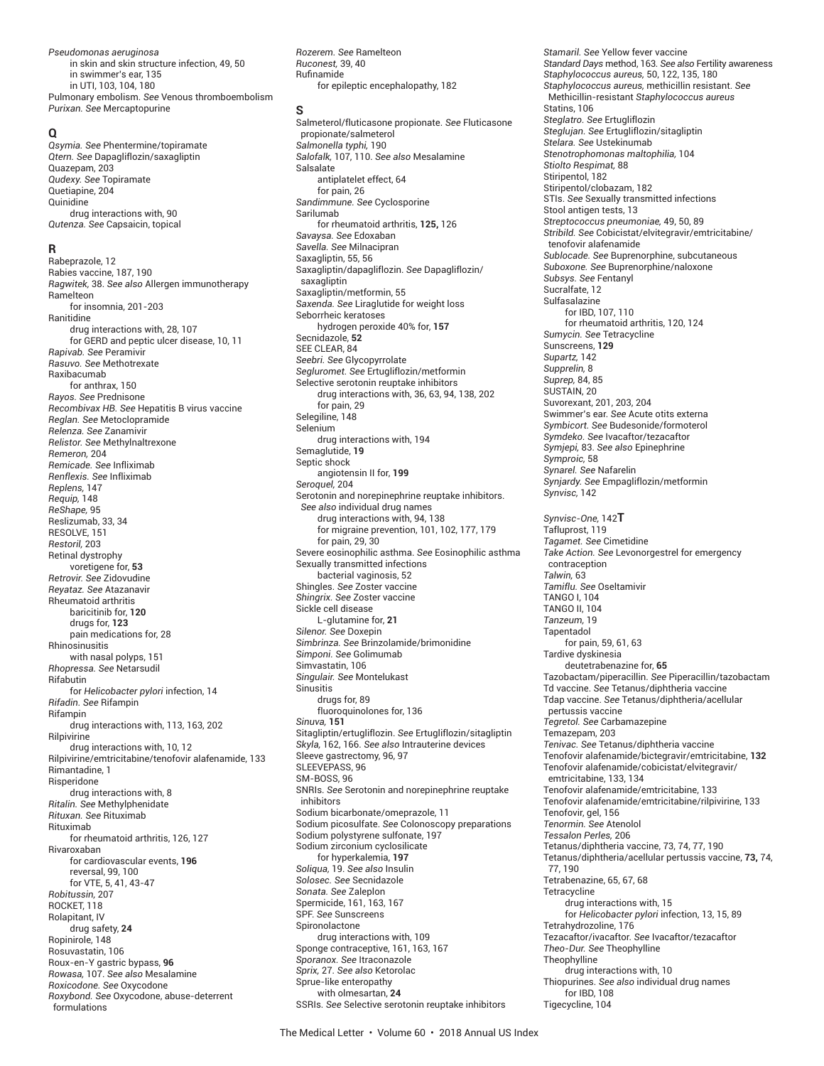*Pseudomonas aeruginosa*
- in skin and skin structure infection, 49, 50
- in swimmer's ear, 135
- in UTI, 103, 104, 180

Pulmonary embolism. *See* Venous thromboembolism
*Purixan. See* Mercaptopurine

## Q

*Qsymia. See* Phentermine/topiramate
*Qtern. See* Dapagliflozin/saxagliptin
Quazepam, 203
*Qudexy. See* Topiramate
Quetiapine, 204
Quinidine
- drug interactions with, 90

*Qutenza. See* Capsaicin, topical

## R

Rabeprazole, 12
Rabies vaccine, 187, 190
*Ragwitek,* 38. *See also* Allergen immunotherapy
Ramelteon
- for insomnia, 201-203

Ranitidine
- drug interactions with, 28, 107
- for GERD and peptic ulcer disease, 10, 11

*Rapivab. See* Peramivir
*Rasuvo. See* Methotrexate
Raxibacumab
- for anthrax, 150

*Rayos. See* Prednisone
*Recombivax HB. See* Hepatitis B virus vaccine
*Reglan. See* Metoclopramide
*Relenza. See* Zanamivir
*Relistor. See* Methylnaltrexone
*Remeron,* 204
*Remicade. See* Infliximab
*Renflexis. See* Infliximab
*Replens,* 147
*Requip,* 148
*ReShape,* 95
Reslizumab, 33, 34
RESOLVE, 151
*Restoril,* 203
Retinal dystrophy
- voretigene for, **53**

*Retrovir. See* Zidovudine
*Reyataz. See* Atazanavir
Rheumatoid arthritis
- baricitinib for, **120**
- drugs for, **123**
- pain medications for, 28

Rhinosinusitis
- with nasal polyps, 151

*Rhopressa. See* Netarsudil
Rifabutin
- for *Helicobacter pylori* infection, 14

*Rifadin. See* Rifampin
Rifampin
- drug interactions with, 113, 163, 202

Rilpivirine
- drug interactions with, 10, 12

Rilpivirine/emtricitabine/tenofovir alafenamide, 133
Rimantadine, 1
Risperidone
- drug interactions with, 8

*Ritalin. See* Methylphenidate
*Rituxan. See* Rituximab
Rituximab
- for rheumatoid arthritis, 126, 127

Rivaroxaban
- for cardiovascular events, **196**
- reversal, 99, 100
- for VTE, 5, 41, 43-47

*Robitussin,* 207
ROCKET, 118
Rolapitant, IV
- drug safety, **24**

Ropinirole, 148
Rosuvastatin, 106
Roux-en-Y gastric bypass, **96**
*Rowasa,* 107. *See also* Mesalamine
*Roxicodone. See* Oxycodone
*Roxybond. See* Oxycodone, abuse-deterrent formulations
*Rozerem. See* Ramelteon
*Ruconest,* 39, 40
Rufinamide
- for epileptic encephalopathy, 182

## S

Salmeterol/fluticasone propionate. *See* Fluticasone propionate/salmeterol
*Salmonella typhi,* 190
*Salofalk,* 107, 110. *See also* Mesalamine
Salsalate
- antiplatelet effect, 64
- for pain, 26

*Sandimmune. See* Cyclosporine
Sarilumab
- for rheumatoid arthritis, **125,** 126

*Savaysa. See* Edoxaban
*Savella. See* Milnacipran
Saxagliptin, 55, 56
Saxagliptin/dapagliflozin. *See* Dapagliflozin/saxagliptin
Saxagliptin/metformin, 55
*Saxenda. See* Liraglutide for weight loss
Seborrheic keratoses
- hydrogen peroxide 40% for, **157**

Secnidazole, **52**
SEE CLEAR, 84
*Seebri. See* Glycopyrrolate
*Segluromet. See* Ertugliflozin/metformin
Selective serotonin reuptake inhibitors
- drug interactions with, 36, 63, 94, 138, 202
- for pain, 29

Selegiline, 148
Selenium
- drug interactions with, 194

Semaglutide, **19**
Septic shock
- angiotensin II for, **199**

*Seroquel,* 204
Serotonin and norepinephrine reuptake inhibitors. *See also* individual drug names
- drug interactions with, 94, 138
- for migraine prevention, 101, 102, 177, 179
- for pain, 29, 30

Severe eosinophilic asthma. *See* Eosinophilic asthma
Sexually transmitted infections
- bacterial vaginosis, 52

Shingles. *See* Zoster vaccine
*Shingrix. See* Zoster vaccine
Sickle cell disease
- L-glutamine for, **21**

*Silenor. See* Doxepin
*Simbrinza. See* Brinzolamide/brimonidine
*Simponi. See* Golimumab
Simvastatin, 106
*Singulair. See* Montelukast
Sinusitis
- drugs for, 89
- fluoroquinolones for, 136

*Sinuva,* **151**
Sitagliptin/ertugliflozin. *See* Ertugliflozin/sitagliptin
*Skyla,* 162, 166. *See also* Intrauterine devices
Sleeve gastrectomy, 96, 97
SLEEVEPASS, 96
SM-BOSS, 96
SNRIs. *See* Serotonin and norepinephrine reuptake inhibitors
Sodium bicarbonate/omeprazole, 11
Sodium picosulfate. *See* Colonoscopy preparations
Sodium polystyrene sulfonate, 197
Sodium zirconium cyclosilicate
- for hyperkalemia, **197**

*Soliqua,* 19. *See also* Insulin
*Solosec. See* Secnidazole
*Sonata. See* Zaleplon
Spermicide, 161, 163, 167
Sponge contraceptive, 161, 163, 167
*Sporanox. See* Itraconazole
*Sprix,* 27. *See also* Ketorolac
Sprue-like enteropathy
- with olmesartan, **24**

SSRIs. *See* Selective serotonin reuptake inhibitors
*Stamaril. See* Yellow fever vaccine
*Standard Days* method, 163. *See also* Fertility awareness
*Staphylococcus aureus,* 50, 122, 135, 180
*Staphylococcus aureus,* methicillin resistant. *See* Methicillin-resistant *Staphylococcus aureus*
Statins, 106
*Steglatro. See* Ertugliflozin
*Steglujan. See* Ertugliflozin/sitagliptin
*Stelara. See* Ustekinumab
*Stenotrophomonas maltophilia,* 104
*Stiolto Respimat,* 88
Stiripentol, 182
Stiripentol/clobazam, 182
STIs. *See* Sexually transmitted infections
Stool antigen tests, 13
*Streptococcus pneumoniae,* 49, 50, 89
*Stribild. See* Cobicistat/elvitegravir/emtricitabine/tenofovir alafenamide
*Sublocade. See* Buprenorphine, subcutaneous
*Suboxone. See* Buprenorphine/naloxone
*Subsys. See* Fentanyl
Sucralfate, 12
Sulfasalazine
- for IBD, 107, 110
- for rheumatoid arthritis, 120, 124

*Sumycin. See* Tetracycline
Sunscreens, **129**
*Supartz,* 142
*Supprelin,* 8
*Suprep,* 84, 85
SUSTAIN, 20
Suvorexant, 201, 203, 204
Swimmer's ear. *See* Acute otits externa
*Symbicort. See* Budesonide/formoterol
*Symdeko. See* Ivacaftor/tezacaftor
*Symjepi,* 83. *See also* Epinephrine
*Symproic,* 58
*Synarel. See* Nafarelin
*Synjardy. See* Empagliflozin/metformin
*Synvisc,* 142
*Synvisc-One,* 142

## T

Tafluprost, 119
*Tagamet. See* Cimetidine
*Take Action. See* Levonorgestrel for emergency contraception
*Talwin,* 63
*Tamiflu. See* Oseltamivir
TANGO I, 104
TANGO II, 104
*Tanzeum,* 19
Tapentadol
- for pain, 59, 61, 63

Tardive dyskinesia
- deutetrabenazine for, **65**

Tazobactam/piperacillin. *See* Piperacillin/tazobactam
Td vaccine. *See* Tetanus/diphtheria vaccine
Tdap vaccine. *See* Tetanus/diphtheria/acellular pertussis vaccine
*Tegretol. See* Carbamazepine
Temazepam, 203
*Tenivac. See* Tetanus/diphtheria vaccine
Tenofovir alafenamide/bictegravir/emtricitabine, **132**
Tenofovir alafenamide/cobicistat/elvitegravir/emtricitabine, 133, 134
Tenofovir alafenamide/emtricitabine, 133
Tenofovir alafenamide/emtricitabine/rilpivirine, 133
Tenofovir, gel, 156
*Tenormin. See* Atenolol
*Tessalon Perles,* 206
Tetanus/diphtheria vaccine, 73, 74, 77, 190
Tetanus/diphtheria/acellular pertussis vaccine, **73,** 74, 77, 190
Tetrabenazine, 65, 67, 68
Tetracycline
- drug interactions with, 15
- for *Helicobacter pylori* infection, 13, 15, 89

Tetrahydrozoline, 176
Tezacaftor/ivacaftor. *See* Ivacaftor/tezacaftor
*Theo-Dur. See* Theophylline
Theophylline
- drug interactions with, 10

Thiopurines. *See also* individual drug names
- for IBD, 108

Tigecycline, 104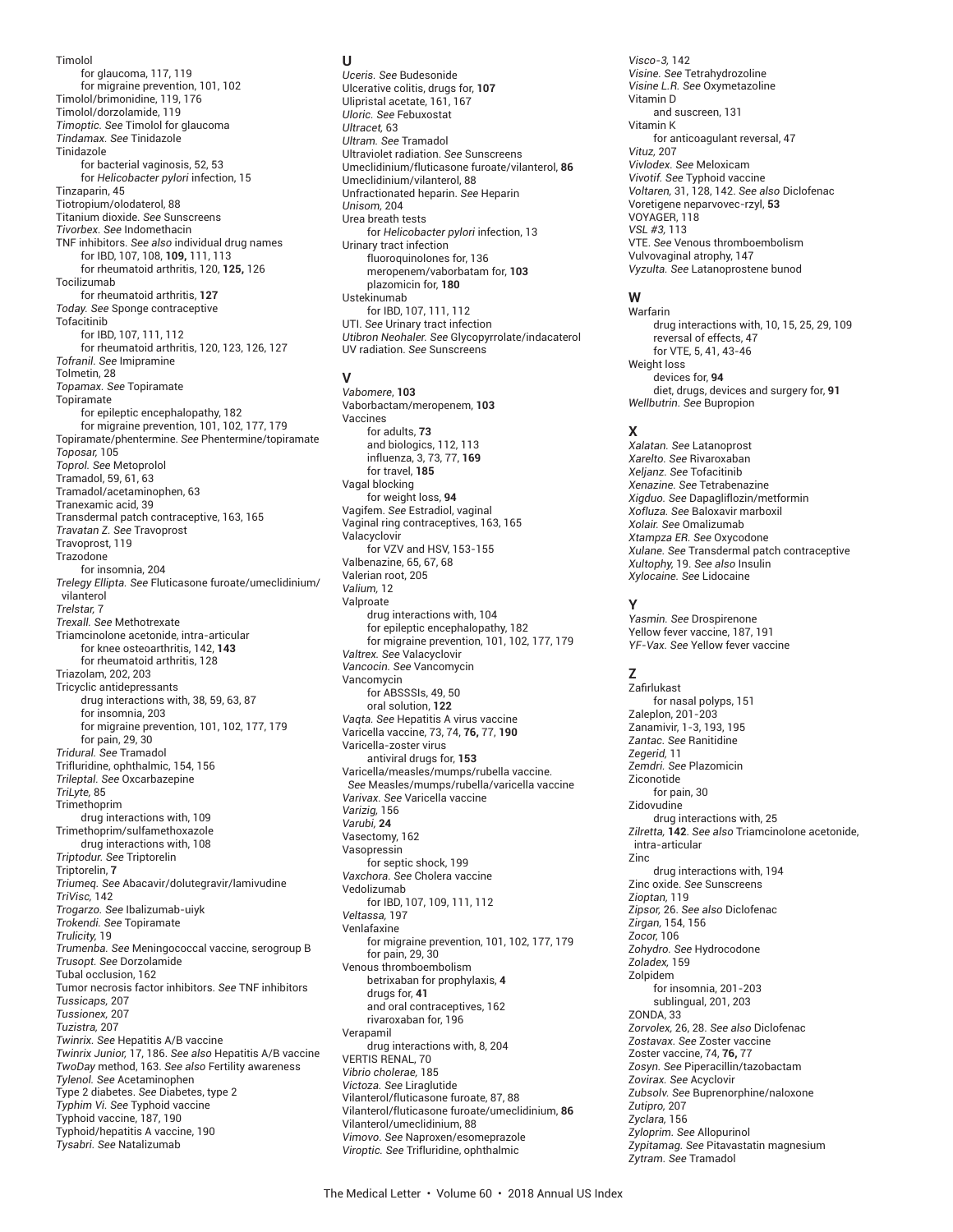Timolol
- for glaucoma, 117, 119
- for migraine prevention, 101, 102

Timolol/brimonidine, 119, 176
Timolol/dorzolamide, 119
*Timoptic. See* Timolol for glaucoma
*Tindamax. See* Tinidazole
Tinidazole
- for bacterial vaginosis, 52, 53
- for *Helicobacter pylori* infection, 15

Tinzaparin, 45
Tiotropium/olodaterol, 88
Titanium dioxide. *See* Sunscreens
*Tivorbex. See* Indomethacin
TNF inhibitors. *See also* individual drug names
- for IBD, 107, 108, **109,** 111, 113
- for rheumatoid arthritis, 120, **125,** 126

Tocilizumab
- for rheumatoid arthritis, **127**

*Today. See* Sponge contraceptive
Tofacitinib
- for IBD, 107, 111, 112
- for rheumatoid arthritis, 120, 123, 126, 127

*Tofranil. See* Imipramine
Tolmetin, 28
*Topamax. See* Topiramate
Topiramate
- for epileptic encephalopathy, 182
- for migraine prevention, 101, 102, 177, 179

Topiramate/phentermine. *See* Phentermine/topiramate
*Toposar,* 105
*Toprol. See* Metoprolol
Tramadol, 59, 61, 63
Tramadol/acetaminophen, 63
Tranexamic acid, 39
Transdermal patch contraceptive, 163, 165
*Travatan Z. See* Travoprost
Travoprost, 119
Trazodone
- for insomnia, 204

*Trelegy Ellipta. See* Fluticasone furoate/umeclidinium/vilanterol
*Trelstar,* 7
*Trexall. See* Methotrexate
Triamcinolone acetonide, intra-articular
- for knee osteoarthritis, 142, **143**
- for rheumatoid arthritis, 128

Triazolam, 202, 203
Tricyclic antidepressants
- drug interactions with, 38, 59, 63, 87
- for insomnia, 203
- for migraine prevention, 101, 102, 177, 179
- for pain, 29, 30

*Tridural. See* Tramadol
Trifluridine, ophthalmic, 154, 156
*Trileptal. See* Oxcarbazepine
*TriLyte,* 85
Trimethoprim
- drug interactions with, 109

Trimethoprim/sulfamethoxazole
- drug interactions with, 108

*Triptodur. See* Triptorelin
Triptorelin, **7**
*Triumeq. See* Abacavir/dolutegravir/lamivudine
*TriVisc,* 142
*Trogarzo. See* Ibalizumab-uiyk
*Trokendi. See* Topiramate
*Trulicity,* 19
*Trumenba. See* Meningococcal vaccine, serogroup B
*Trusopt. See* Dorzolamide
Tubal occlusion, 162
Tumor necrosis factor inhibitors. *See* TNF inhibitors
*Tussicaps,* 207
*Tussionex,* 207
*Tuzistra,* 207
*Twinrix. See* Hepatitis A/B vaccine
*Twinrix Junior,* 17, 186. *See also* Hepatitis A/B vaccine
*TwoDay* method, 163. *See also* Fertility awareness
*Tylenol. See* Acetaminophen
Type 2 diabetes. *See* Diabetes, type 2
*Typhim Vi. See* Typhoid vaccine
Typhoid vaccine, 187, 190
Typhoid/hepatitis A vaccine, 190
*Tysabri. See* Natalizumab

## U

*Uceris. See* Budesonide
Ulcerative colitis, drugs for, **107**
Ulipristal acetate, 161, 167
*Uloric. See* Febuxostat
*Ultracet,* 63
*Ultram. See* Tramadol
Ultraviolet radiation. *See* Sunscreens
Umeclidinium/fluticasone furoate/vilanterol, **86**
Umeclidinium/vilanterol, 88
Unfractionated heparin. *See* Heparin
*Unisom,* 204
Urea breath tests
- for *Helicobacter pylori* infection, 13

Urinary tract infection
- fluoroquinolones for, 136
- meropenem/vaborbatam for, **103**
- plazomicin for, **180**

Ustekinumab
- for IBD, 107, 111, 112

UTI. *See* Urinary tract infection
*Utibron Neohaler. See* Glycopyrrolate/indacaterol
UV radiation. *See* Sunscreens

## V

*Vabomere,* **103**
Vaborbactam/meropenem, **103**
Vaccines
- for adults, **73**
- and biologics, 112, 113
- influenza, 3, 73, 77, **169**
- for travel, **185**

Vagal blocking
- for weight loss, **94**

*Vagifem. See* Estradiol, vaginal
Vaginal ring contraceptives, 163, 165
Valacyclovir
- for VZV and HSV, 153-155

Valbenazine, 65, 67, 68
Valerian root, 205
*Valium,* 12
Valproate
- drug interactions with, 104
- for epileptic encephalopathy, 182
- for migraine prevention, 101, 102, 177, 179

*Valtrex. See* Valacyclovir
*Vancocin. See* Vancomycin
Vancomycin
- for ABSSSIs, 49, 50
- oral solution, **122**

*Vaqta. See* Hepatitis A virus vaccine
Varicella vaccine, 73, 74, **76,** 77, **190**
Varicella-zoster virus
- antiviral drugs for, **153**

Varicella/measles/mumps/rubella vaccine. *See* Measles/mumps/rubella/varicella vaccine
*Varivax. See* Varicella vaccine
*Varizig,* 156
*Varubi,* **24**
Vasectomy, 162
Vasopressin
- for septic shock, 199

*Vaxchora. See* Cholera vaccine
Vedolizumab
- for IBD, 107, 109, 111, 112

*Veltassa,* 197
Venlafaxine
- for migraine prevention, 101, 102, 177, 179
- for pain, 29, 30

Venous thromboembolism
- betrixaban for prophylaxis, **4**
- drugs for, **41**
- and oral contraceptives, 162
- rivaroxaban for, 196

Verapamil
- drug interactions with, 8, 204

VERTIS RENAL, 70
*Vibrio cholerae,* 185
*Victoza. See* Liraglutide
Vilanterol/fluticasone furoate, 87, 88
Vilanterol/fluticasone furoate/umeclidinium, **86**
Vilanterol/umeclidinium, 88
*Vimovo. See* Naproxen/esomeprazole
*Viroptic. See* Trifluridine, ophthalmic
*Visco-3,* 142
*Visine. See* Tetrahydrozoline
*Visine L.R. See* Oxymetazoline
Vitamin D
- and suscreen, 131

Vitamin K
- for anticoagulant reversal, 47

*Vituz,* 207
*Vivlodex. See* Meloxicam
*Vivotif. See* Typhoid vaccine
*Voltaren,* 31, 128, 142. *See also* Diclofenac
Voretigene neparvovec-rzyl, **53**
VOYAGER, 118
*VSL #3,* 113
VTE. *See* Venous thromboembolism
Vulvovaginal atrophy, 147
*Vyzulta. See* Latanoprostene bunod

## W

Warfarin
- drug interactions with, 10, 15, 25, 29, 109
- reversal of effects, 47
- for VTE, 5, 41, 43-46

Weight loss
- devices for, **94**
- diet, drugs, devices and surgery for, **91**

*Wellbutrin. See* Bupropion

## X

*Xalatan. See* Latanoprost
*Xarelto. See* Rivaroxaban
*Xeljanz. See* Tofacitinib
*Xenazine. See* Tetrabenazine
*Xigduo. See* Dapagliflozin/metformin
*Xofluza. See* Baloxavir marboxil
*Xolair. See* Omalizumab
*Xtampza ER. See* Oxycodone
*Xulane. See* Transdermal patch contraceptive
*Xultophy,* 19. *See also* Insulin
*Xylocaine. See* Lidocaine

## Y

*Yasmin. See* Drospirenone
Yellow fever vaccine, 187, 191
*YF-Vax. See* Yellow fever vaccine

## Z

Zafirlukast
- for nasal polyps, 151

Zaleplon, 201-203
Zanamivir, 1-3, 193, 195
*Zantac. See* Ranitidine
*Zegerid,* 11
*Zemdri. See* Plazomicin
Ziconotide
- for pain, 30

Zidovudine
- drug interactions with, 25

*Zilretta,* **142**. *See also* Triamcinolone acetonide, intra-articular
Zinc
- drug interactions with, 194

Zinc oxide. *See* Sunscreens
*Zioptan,* 119
*Zipsor,* 26. *See also* Diclofenac
*Zirgan,* 154, 156
*Zocor,* 106
*Zohydro. See* Hydrocodone
*Zoladex,* 159
Zolpidem
- for insomnia, 201-203
- sublingual, 201, 203

ZONDA, 33
*Zorvolex,* 26, 28. *See also* Diclofenac
*Zostavax. See* Zoster vaccine
Zoster vaccine, 74, **76,** 77
*Zosyn. See* Piperacillin/tazobactam
*Zovirax. See* Acyclovir
*Zubsolv. See* Buprenorphine/naloxone
*Zutipro,* 207
*Zyclara,* 156
*Zyloprim. See* Allopurinol
*Zypitamag. See* Pitavastatin magnesium
*Zytram. See* Tramadol